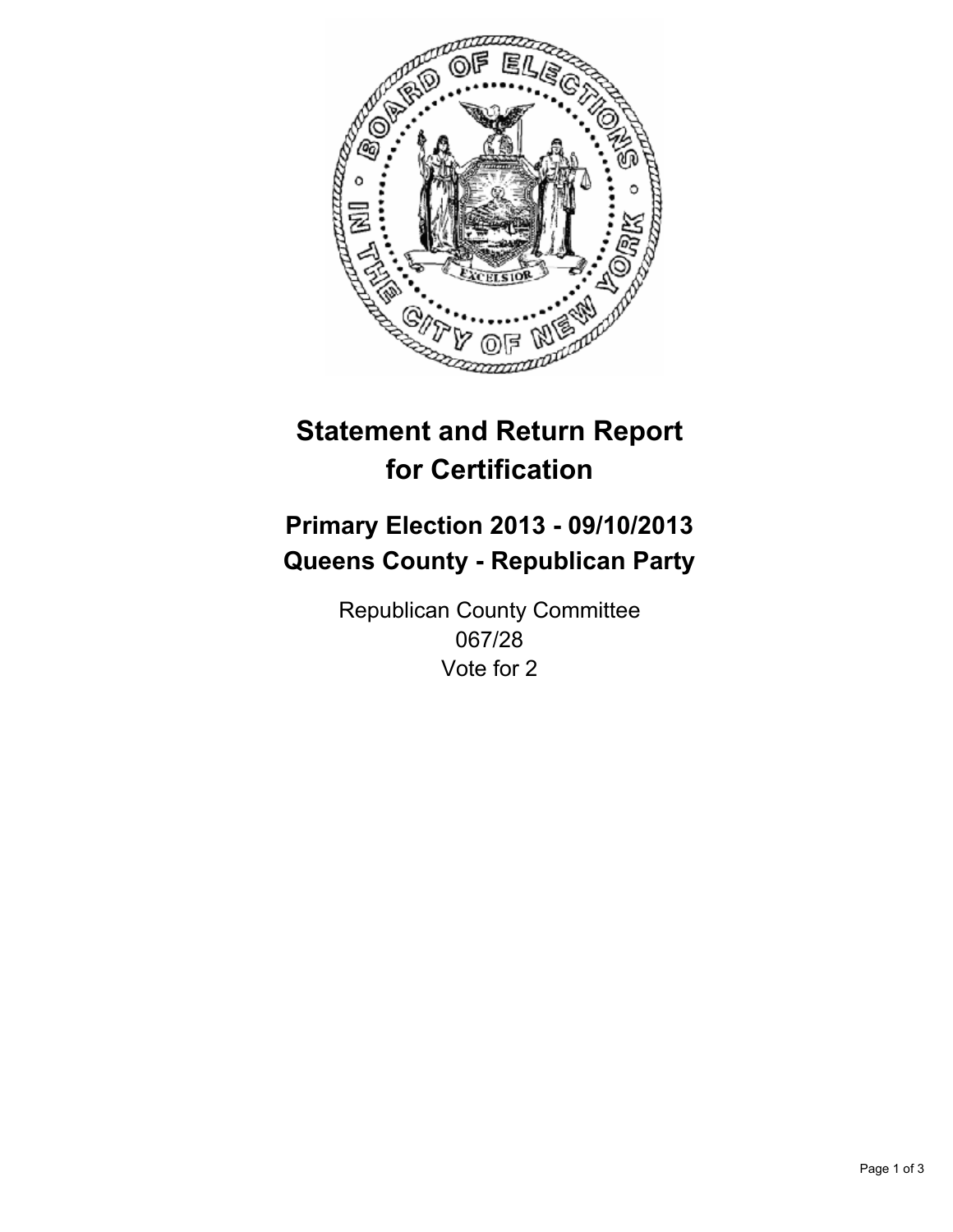# Statement and Return Report for Certification

## Primary Election 2013 - 09/10/2013
## Queens County - Republican Party

Republican County Committee
067/28
Vote for 2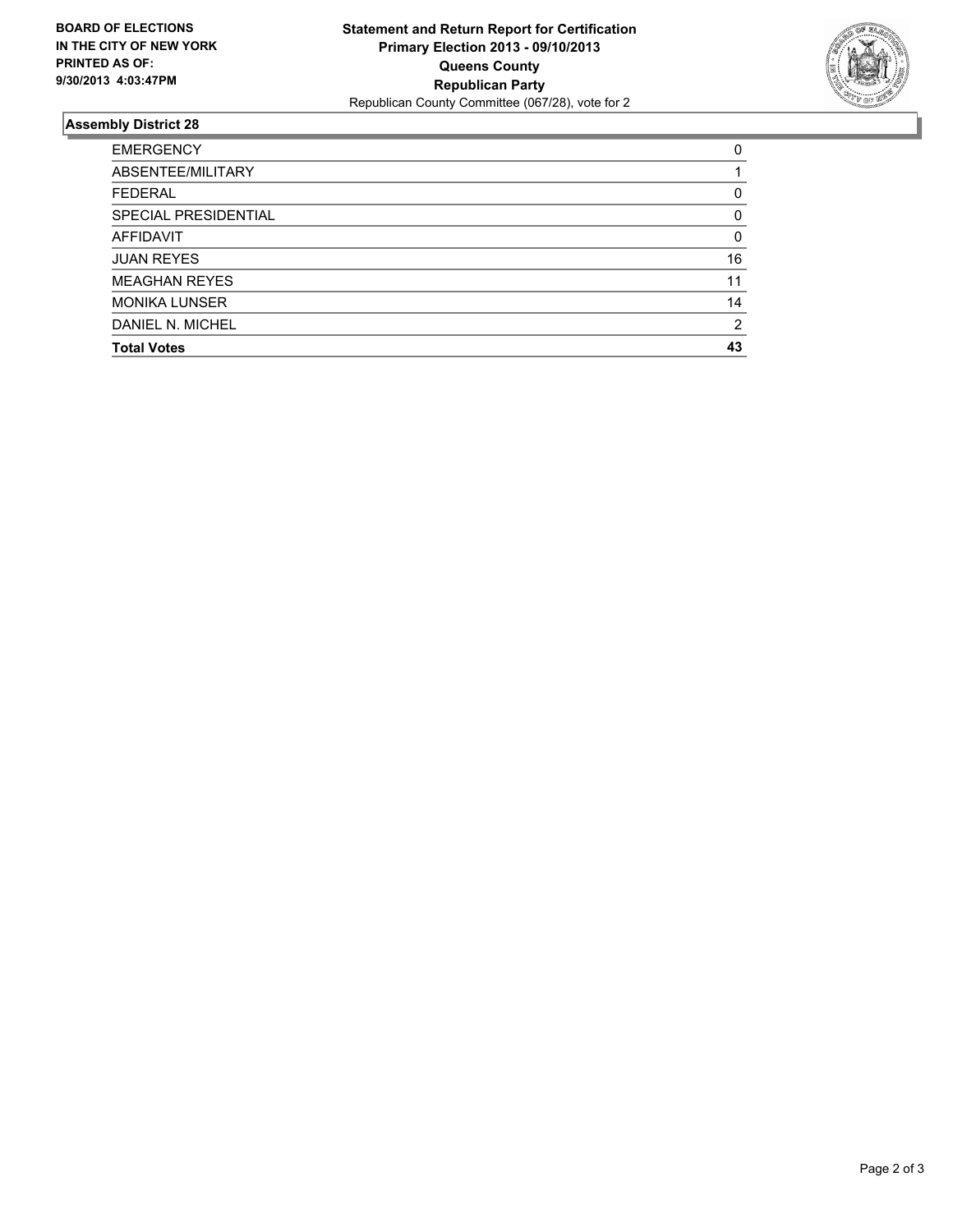**BOARD OF ELECTIONS**
**IN THE CITY OF NEW YORK**
**PRINTED AS OF:**
**9/30/2013 4:03:47PM**

**Statement and Return Report for Certification**
**Primary Election 2013 - 09/10/2013**
**Queens County**
**Republican Party**
Republican County Committee (067/28), vote for 2

## Assembly District 28

| | |
|---|---|
| EMERGENCY | 0 |
| ABSENTEE/MILITARY | 1 |
| FEDERAL | 0 |
| SPECIAL PRESIDENTIAL | 0 |
| AFFIDAVIT | 0 |
| JUAN REYES | 16 |
| MEAGHAN REYES | 11 |
| MONIKA LUNSER | 14 |
| DANIEL N. MICHEL | 2 |
| **Total Votes** | **43** |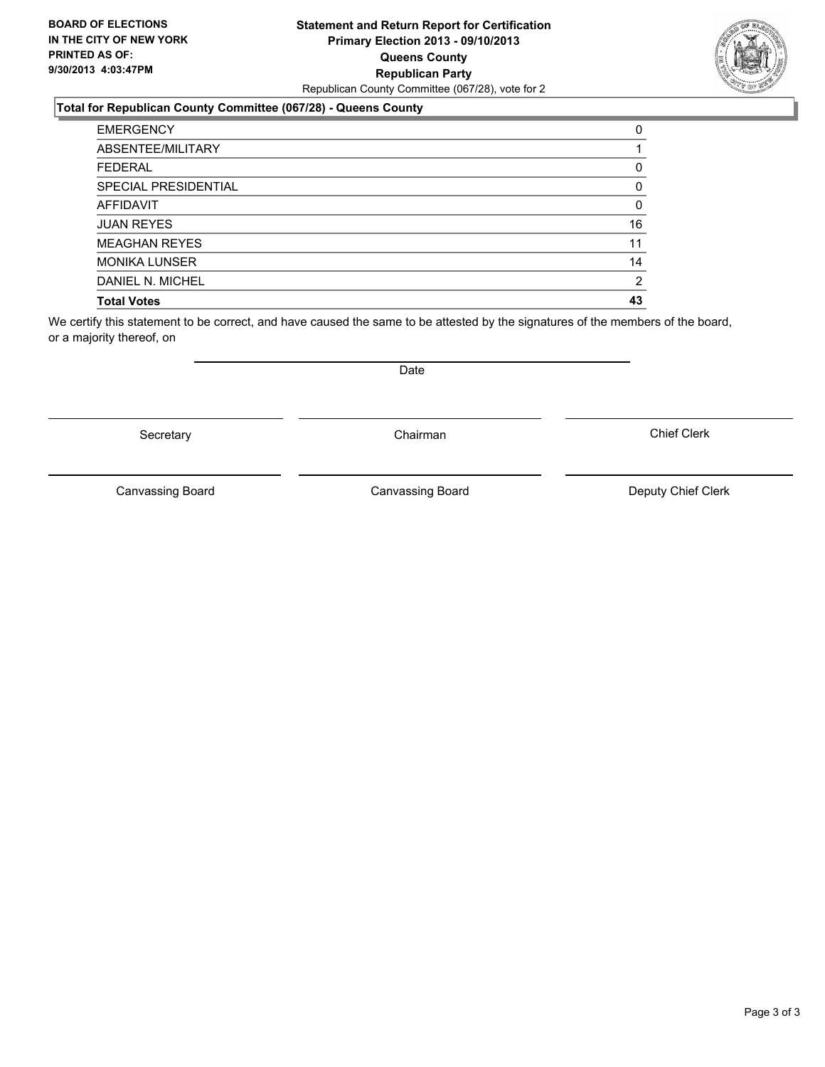**BOARD OF ELECTIONS IN THE CITY OF NEW YORK PRINTED AS OF: 9/30/2013 4:03:47PM**

**Statement and Return Report for Certification**
**Primary Election 2013 - 09/10/2013**
**Queens County**
**Republican Party**
Republican County Committee (067/28), vote for 2

**Total for Republican County Committee (067/28) - Queens County**

| | |
|---|---|
| EMERGENCY | 0 |
| ABSENTEE/MILITARY | 1 |
| FEDERAL | 0 |
| SPECIAL PRESIDENTIAL | 0 |
| AFFIDAVIT | 0 |
| JUAN REYES | 16 |
| MEAGHAN REYES | 11 |
| MONIKA LUNSER | 14 |
| DANIEL N. MICHEL | 2 |
| **Total Votes** | **43** |

We certify this statement to be correct, and have caused the same to be attested by the signatures of the members of the board, or a majority thereof, on

Date

Secretary | Chairman | Chief Clerk

Canvassing Board | Canvassing Board | Deputy Chief Clerk